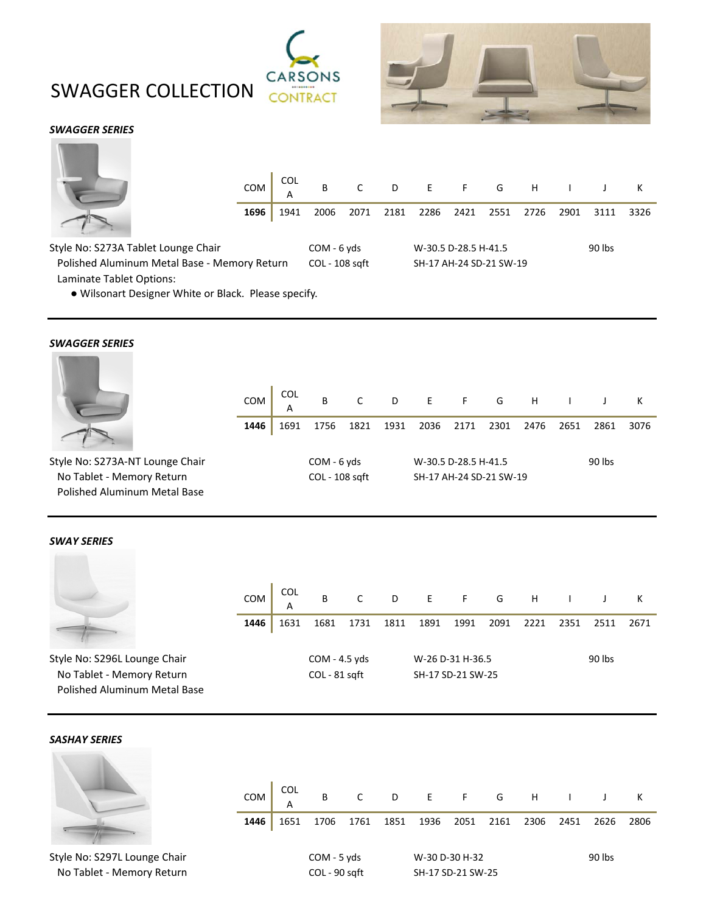# SWAGGER COLLECTION

CARSONS CONTRACT

### *SWAGGER SERIES*

| COM | COL A | B | C | D | E | F | G | H | I | J | K |
|---|---|---|---|---|---|---|---|---|---|---|---|
| **1696** | 1941 | 2006 | 2071 | 2181 | 2286 | 2421 | 2551 | 2726 | 2901 | 3111 | 3326 |

Style No: S273A Tablet Lounge Chair
Polished Aluminum Metal Base - Memory Return
Laminate Tablet Options:

- Wilsonart Designer White or Black. Please specify.

COM - 6 yds
COL - 108 sqft

W-30.5 D-28.5 H-41.5
SH-17 AH-24 SD-21 SW-19

90 lbs

---

### *SWAGGER SERIES*

| COM | COL A | B | C | D | E | F | G | H | I | J | K |
|---|---|---|---|---|---|---|---|---|---|---|---|
| **1446** | 1691 | 1756 | 1821 | 1931 | 2036 | 2171 | 2301 | 2476 | 2651 | 2861 | 3076 |

Style No: S273A-NT Lounge Chair
No Tablet - Memory Return
Polished Aluminum Metal Base

COM - 6 yds
COL - 108 sqft

W-30.5 D-28.5 H-41.5
SH-17 AH-24 SD-21 SW-19

90 lbs

---

### *SWAY SERIES*

| COM | COL A | B | C | D | E | F | G | H | I | J | K |
|---|---|---|---|---|---|---|---|---|---|---|---|
| **1446** | 1631 | 1681 | 1731 | 1811 | 1891 | 1991 | 2091 | 2221 | 2351 | 2511 | 2671 |

Style No: S296L Lounge Chair
No Tablet - Memory Return
Polished Aluminum Metal Base

COM - 4.5 yds
COL - 81 sqft

W-26 D-31 H-36.5
SH-17 SD-21 SW-25

90 lbs

---

### *SASHAY SERIES*

| COM | COL A | B | C | D | E | F | G | H | I | J | K |
|---|---|---|---|---|---|---|---|---|---|---|---|
| **1446** | 1651 | 1706 | 1761 | 1851 | 1936 | 2051 | 2161 | 2306 | 2451 | 2626 | 2806 |

Style No: S297L Lounge Chair
No Tablet - Memory Return

COM - 5 yds
COL - 90 sqft

W-30 D-30 H-32
SH-17 SD-21 SW-25

90 lbs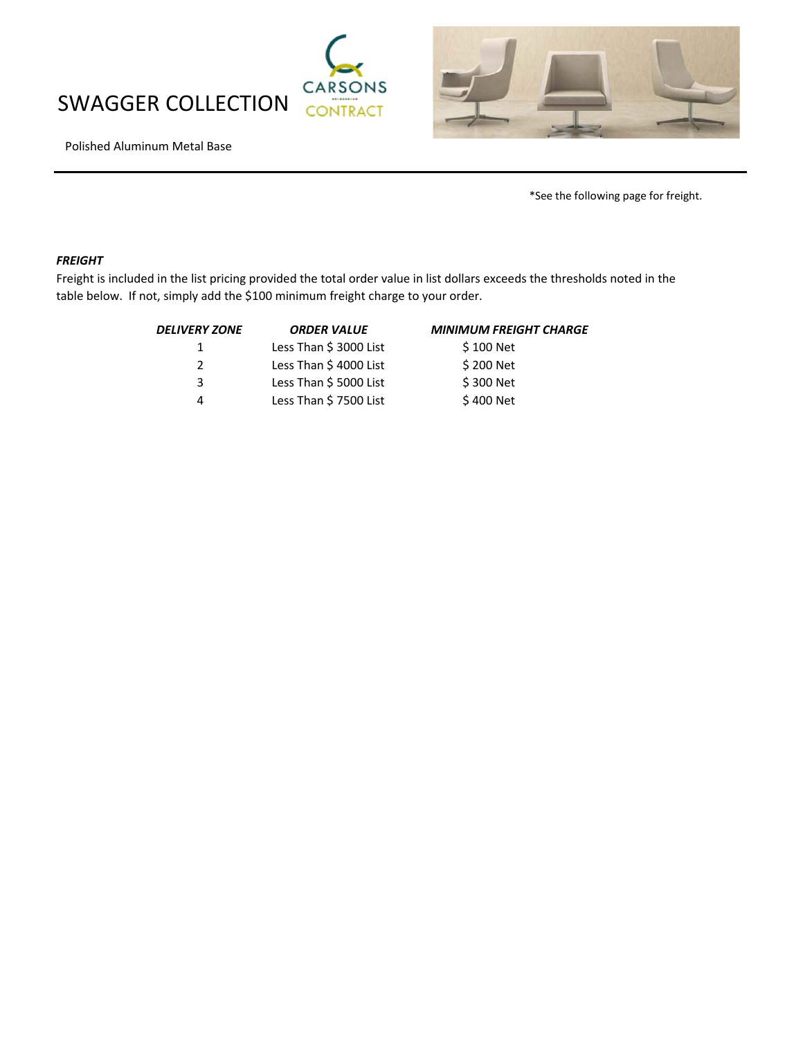# SWAGGER COLLECTION

Polished Aluminum Metal Base

*See the following page for freight.

***FREIGHT***

Freight is included in the list pricing provided the total order value in list dollars exceeds the thresholds noted in the table below. If not, simply add the $100 minimum freight charge to your order.

| *DELIVERY ZONE* | *ORDER VALUE* | *MINIMUM FREIGHT CHARGE* |
|---|---|---|
| 1 | Less Than $ 3000 List | $ 100 Net |
| 2 | Less Than $ 4000 List | $ 200 Net |
| 3 | Less Than $ 5000 List | $ 300 Net |
| 4 | Less Than $ 7500 List | $ 400 Net |